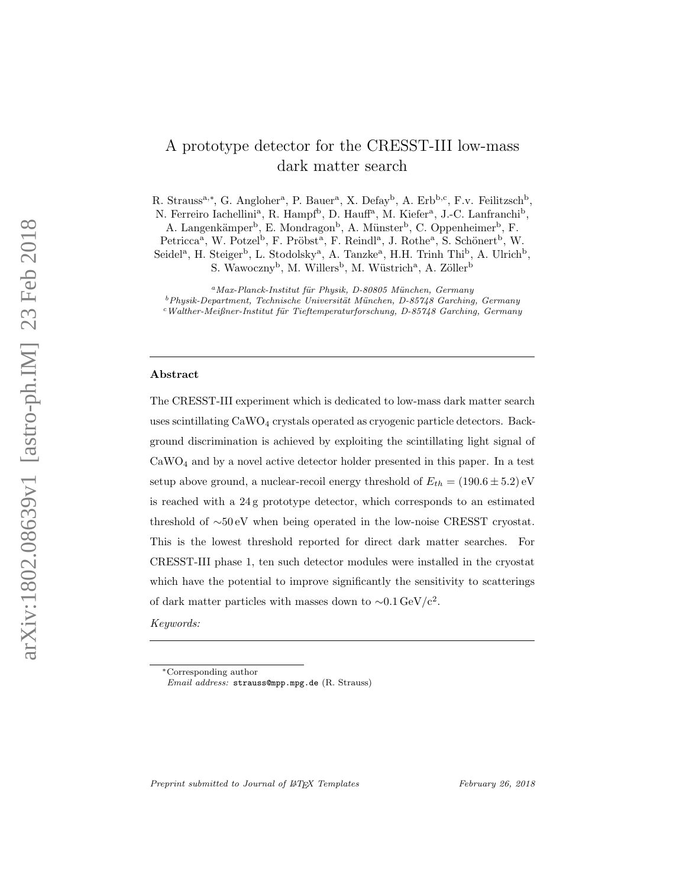# A prototype detector for the CRESST-III low-mass dark matter search

R. Strauss[a,*], G. Angloher[a], P. Bauer[a], X. Defay[b], A. Erb[b,c], F.v. Feilitzsch[b], N. Ferreiro Iachellini[a], R. Hampf[b], D. Hauff[a], M. Kiefer[a], J.-C. Lanfranchi[b], A. Langenkämper[b], E. Mondragon[b], A. Münster[b], C. Oppenheimer[b], F. Petricca[a], W. Potzel[b], F. Pröbst[a], F. Reindl[a], J. Rothe[a], S. Schönert[b], W. Seidel[a], H. Steiger[b], L. Stodolsky[a], A. Tanzke[a], H.H. Trinh Thi[b], A. Ulrich[b], S. Wawoczny[b], M. Willers[b], M. Wüstrich[a], A. Zöller[b]

[a] *Max-Planck-Institut für Physik, D-80805 München, Germany*
[b] *Physik-Department, Technische Universität München, D-85748 Garching, Germany*
[c] *Walther-Meißner-Institut für Tieftemperaturforschung, D-85748 Garching, Germany*

---

## Abstract

The CRESST-III experiment which is dedicated to low-mass dark matter search uses scintillating $CaWO_4$ crystals operated as cryogenic particle detectors. Background discrimination is achieved by exploiting the scintillating light signal of $CaWO_4$ and by a novel active detector holder presented in this paper. In a test setup above ground, a nuclear-recoil energy threshold of $E_{th} = (190.6 \pm 5.2)\,\mathrm{eV}$ is reached with a 24 g prototype detector, which corresponds to an estimated threshold of $\sim$50 eV when being operated in the low-noise CRESST cryostat. This is the lowest threshold reported for direct dark matter searches. For CRESST-III phase 1, ten such detector modules were installed in the cryostat which have the potential to improve significantly the sensitivity to scatterings of dark matter particles with masses down to $\sim$0.1 GeV/c$^2$.

*Keywords:*

---

*Corresponding author
*Email address:* strauss@mpp.mpg.de (R. Strauss)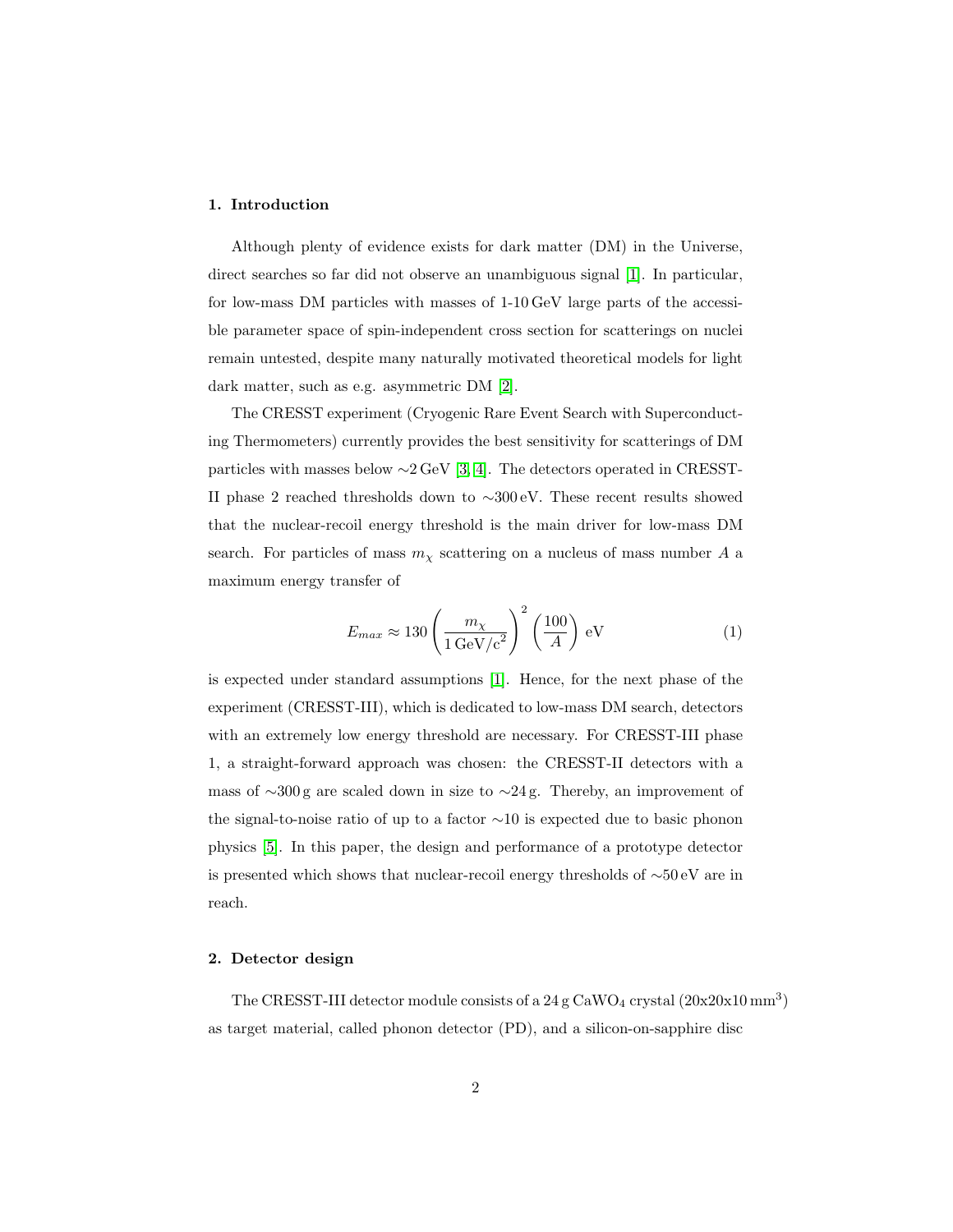## 1. Introduction

Although plenty of evidence exists for dark matter (DM) in the Universe, direct searches so far did not observe an unambiguous signal [1]. In particular, for low-mass DM particles with masses of 1-10 GeV large parts of the accessible parameter space of spin-independent cross section for scatterings on nuclei remain untested, despite many naturally motivated theoretical models for light dark matter, such as e.g. asymmetric DM [2].

The CRESST experiment (Cryogenic Rare Event Search with Superconducting Thermometers) currently provides the best sensitivity for scatterings of DM particles with masses below ~2 GeV [3, 4]. The detectors operated in CRESST-II phase 2 reached thresholds down to ~300 eV. These recent results showed that the nuclear-recoil energy threshold is the main driver for low-mass DM search. For particles of mass $m_\chi$ scattering on a nucleus of mass number $A$ a maximum energy transfer of

$$E_{max} \approx 130 \left( \frac{m_\chi}{1\,\mathrm{GeV/c^2}} \right)^2 \left( \frac{100}{A} \right) \mathrm{eV} \tag{1}$$

is expected under standard assumptions [1]. Hence, for the next phase of the experiment (CRESST-III), which is dedicated to low-mass DM search, detectors with an extremely low energy threshold are necessary. For CRESST-III phase 1, a straight-forward approach was chosen: the CRESST-II detectors with a mass of ~300 g are scaled down in size to ~24 g. Thereby, an improvement of the signal-to-noise ratio of up to a factor ~10 is expected due to basic phonon physics [5]. In this paper, the design and performance of a prototype detector is presented which shows that nuclear-recoil energy thresholds of ~50 eV are in reach.

## 2. Detector design

The CRESST-III detector module consists of a 24 g $CaWO_4$ crystal (20x20x10 mm$^3$) as target material, called phonon detector (PD), and a silicon-on-sapphire disc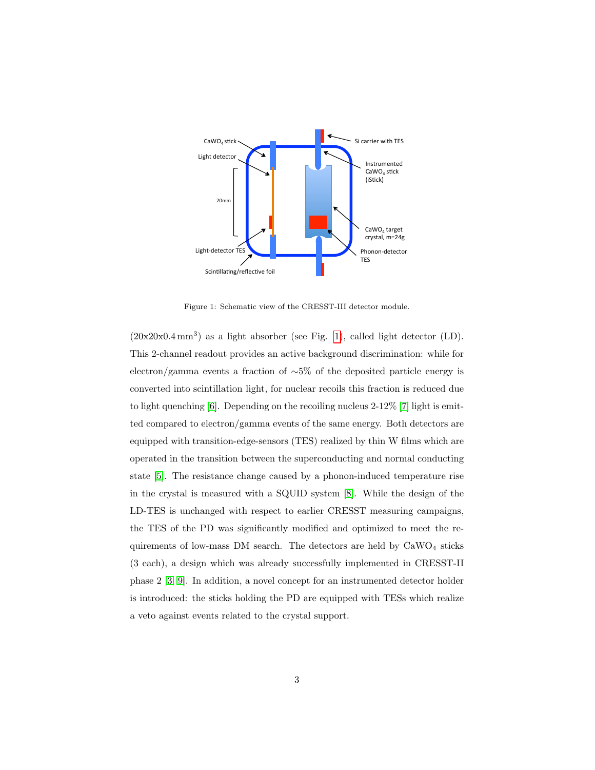Figure 1: Schematic view of the CRESST-III detector module.

($20x20x0.4\,mm^3$) as a light absorber (see Fig. 1), called light detector (LD). This 2-channel readout provides an active background discrimination: while for electron/gamma events a fraction of $\sim$5% of the deposited particle energy is converted into scintillation light, for nuclear recoils this fraction is reduced due to light quenching [6]. Depending on the recoiling nucleus 2-12% [7] light is emitted compared to electron/gamma events of the same energy. Both detectors are equipped with transition-edge-sensors (TES) realized by thin W films which are operated in the transition between the superconducting and normal conducting state [5]. The resistance change caused by a phonon-induced temperature rise in the crystal is measured with a SQUID system [8]. While the design of the LD-TES is unchanged with respect to earlier CRESST measuring campaigns, the TES of the PD was significantly modified and optimized to meet the requirements of low-mass DM search. The detectors are held by $CaWO_4$ sticks (3 each), a design which was already successfully implemented in CRESST-II phase 2 [3, 9]. In addition, a novel concept for an instrumented detector holder is introduced: the sticks holding the PD are equipped with TESs which realize a veto against events related to the crystal support.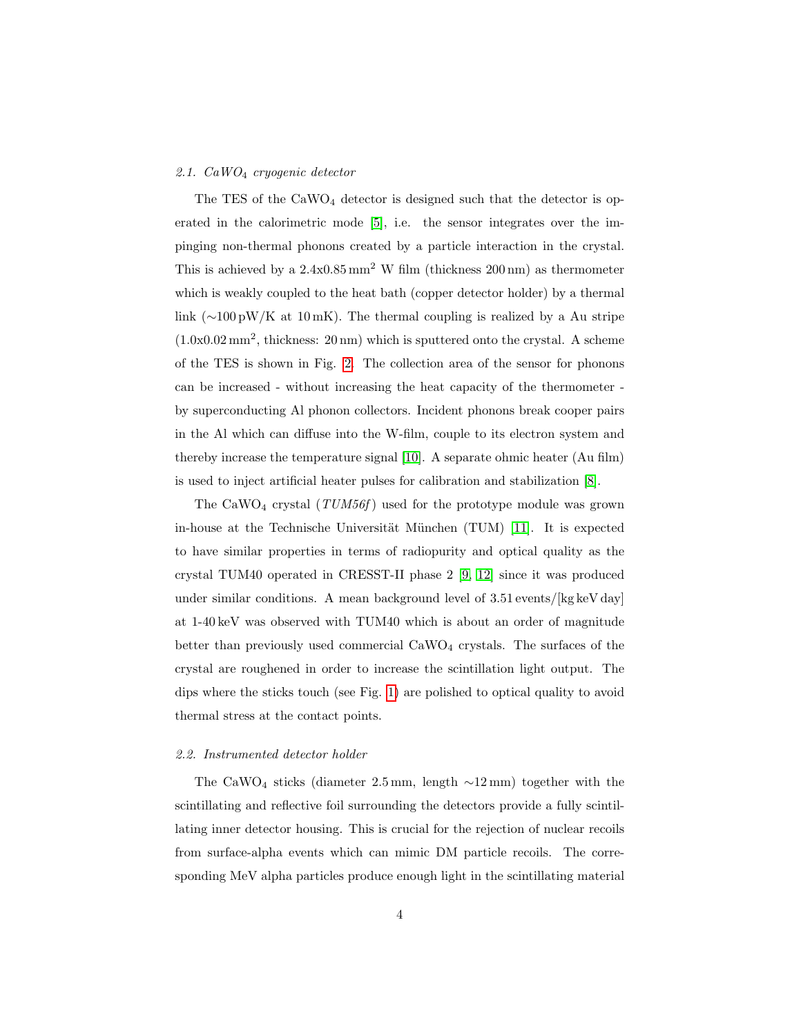### 2.1. $CaWO_4$ cryogenic detector

The TES of the $CaWO_4$ detector is designed such that the detector is operated in the calorimetric mode [5], i.e. the sensor integrates over the impinging non-thermal phonons created by a particle interaction in the crystal. This is achieved by a 2.4x0.85 $mm^2$ W film (thickness 200 nm) as thermometer which is weakly coupled to the heat bath (copper detector holder) by a thermal link (∼100 pW/K at 10 mK). The thermal coupling is realized by a Au stripe (1.0x0.02 $mm^2$, thickness: 20 nm) which is sputtered onto the crystal. A scheme of the TES is shown in Fig. 2. The collection area of the sensor for phonons can be increased - without increasing the heat capacity of the thermometer - by superconducting Al phonon collectors. Incident phonons break cooper pairs in the Al which can diffuse into the W-film, couple to its electron system and thereby increase the temperature signal [10]. A separate ohmic heater (Au film) is used to inject artificial heater pulses for calibration and stabilization [8].

The $CaWO_4$ crystal (*TUM56f*) used for the prototype module was grown in-house at the Technische Universität München (TUM) [11]. It is expected to have similar properties in terms of radiopurity and optical quality as the crystal TUM40 operated in CRESST-II phase 2 [9, 12] since it was produced under similar conditions. A mean background level of 3.51 events/[kg keV day] at 1-40 keV was observed with TUM40 which is about an order of magnitude better than previously used commercial $CaWO_4$ crystals. The surfaces of the crystal are roughened in order to increase the scintillation light output. The dips where the sticks touch (see Fig. 1) are polished to optical quality to avoid thermal stress at the contact points.

### 2.2. Instrumented detector holder

The $CaWO_4$ sticks (diameter 2.5 mm, length ∼12 mm) together with the scintillating and reflective foil surrounding the detectors provide a fully scintillating inner detector housing. This is crucial for the rejection of nuclear recoils from surface-alpha events which can mimic DM particle recoils. The corresponding MeV alpha particles produce enough light in the scintillating material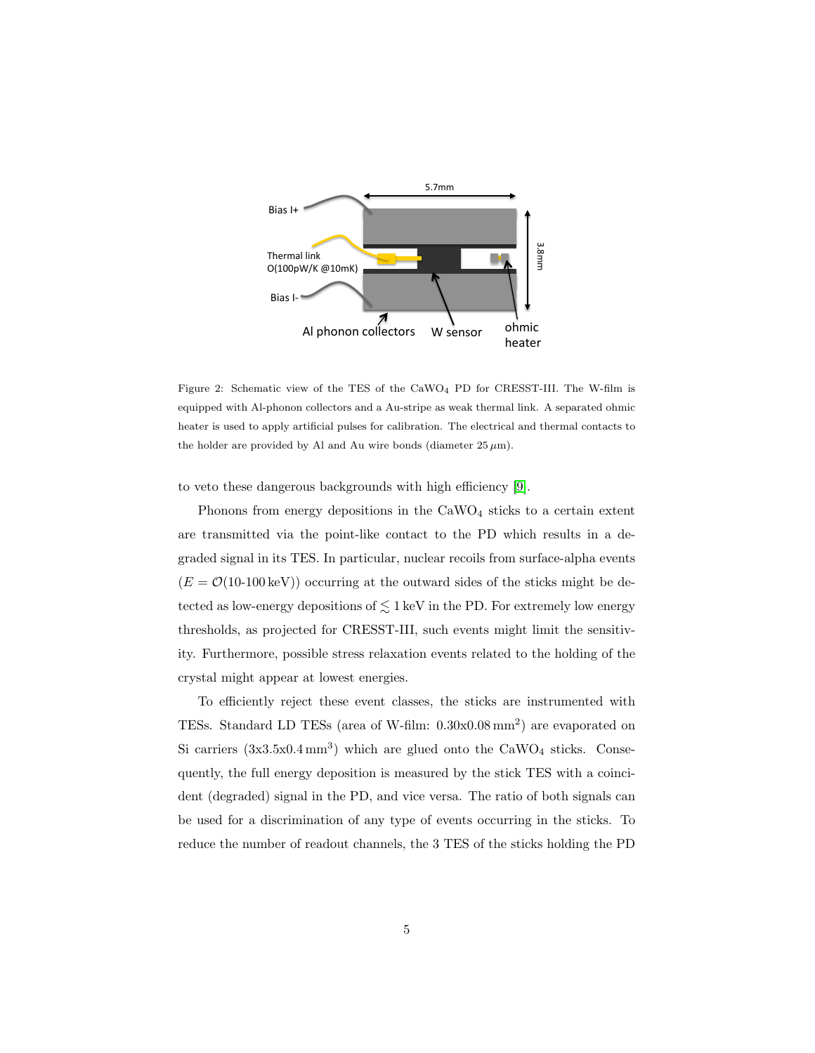Figure 2: Schematic view of the TES of the $CaWO_4$ PD for CRESST-III. The W-film is equipped with Al-phonon collectors and a Au-stripe as weak thermal link. A separated ohmic heater is used to apply artificial pulses for calibration. The electrical and thermal contacts to the holder are provided by Al and Au wire bonds (diameter $25\,\mu$m).

to veto these dangerous backgrounds with high efficiency [9].

Phonons from energy depositions in the $CaWO_4$ sticks to a certain extent are transmitted via the point-like contact to the PD which results in a degraded signal in its TES. In particular, nuclear recoils from surface-alpha events ($E = \mathcal{O}$(10-100 keV)) occurring at the outward sides of the sticks might be detected as low-energy depositions of $\lesssim 1$ keV in the PD. For extremely low energy thresholds, as projected for CRESST-III, such events might limit the sensitivity. Furthermore, possible stress relaxation events related to the holding of the crystal might appear at lowest energies.

To efficiently reject these event classes, the sticks are instrumented with TESs. Standard LD TESs (area of W-film: $0.30\text{x}0.08\,\text{mm}^2$) are evaporated on Si carriers ($3\text{x}3.5\text{x}0.4\,\text{mm}^3$) which are glued onto the $CaWO_4$ sticks. Consequently, the full energy deposition is measured by the stick TES with a coincident (degraded) signal in the PD, and vice versa. The ratio of both signals can be used for a discrimination of any type of events occurring in the sticks. To reduce the number of readout channels, the 3 TES of the sticks holding the PD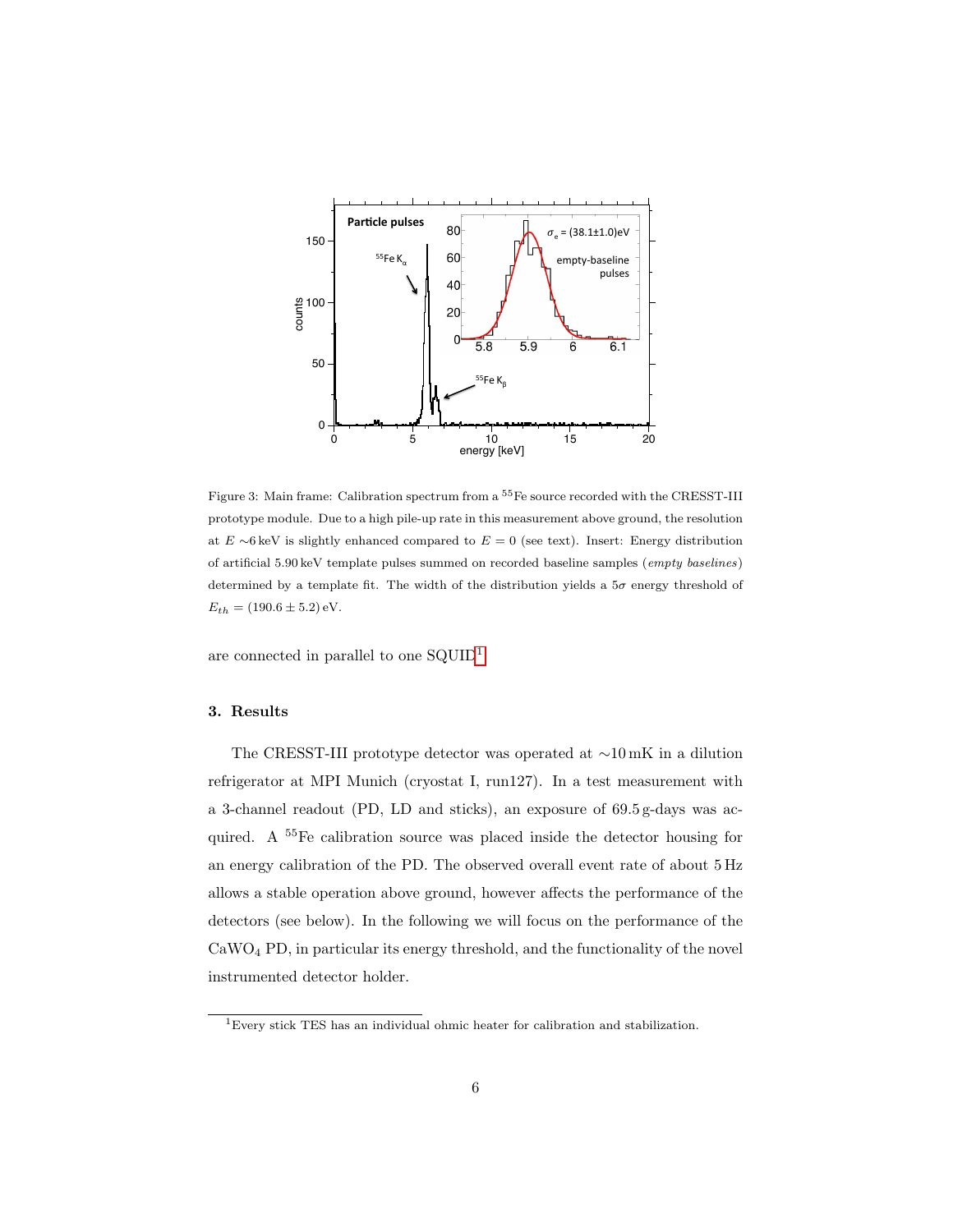Figure 3: Main frame: Calibration spectrum from a $^{55}$Fe source recorded with the CRESST-III prototype module. Due to a high pile-up rate in this measurement above ground, the resolution at $E \sim 6$ keV is slightly enhanced compared to $E = 0$ (see text). Insert: Energy distribution of artificial 5.90 keV template pulses summed on recorded baseline samples (*empty baselines*) determined by a template fit. The width of the distribution yields a $5\sigma$ energy threshold of $E_{th} = (190.6 \pm 5.2)$ eV.

are connected in parallel to one SQUID[1].

## 3. Results

The CRESST-III prototype detector was operated at $\sim$10 mK in a dilution refrigerator at MPI Munich (cryostat I, run127). In a test measurement with a 3-channel readout (PD, LD and sticks), an exposure of 69.5 g-days was acquired. A $^{55}$Fe calibration source was placed inside the detector housing for an energy calibration of the PD. The observed overall event rate of about 5 Hz allows a stable operation above ground, however affects the performance of the detectors (see below). In the following we will focus on the performance of the $CaWO_4$ PD, in particular its energy threshold, and the functionality of the novel instrumented detector holder.

[1] Every stick TES has an individual ohmic heater for calibration and stabilization.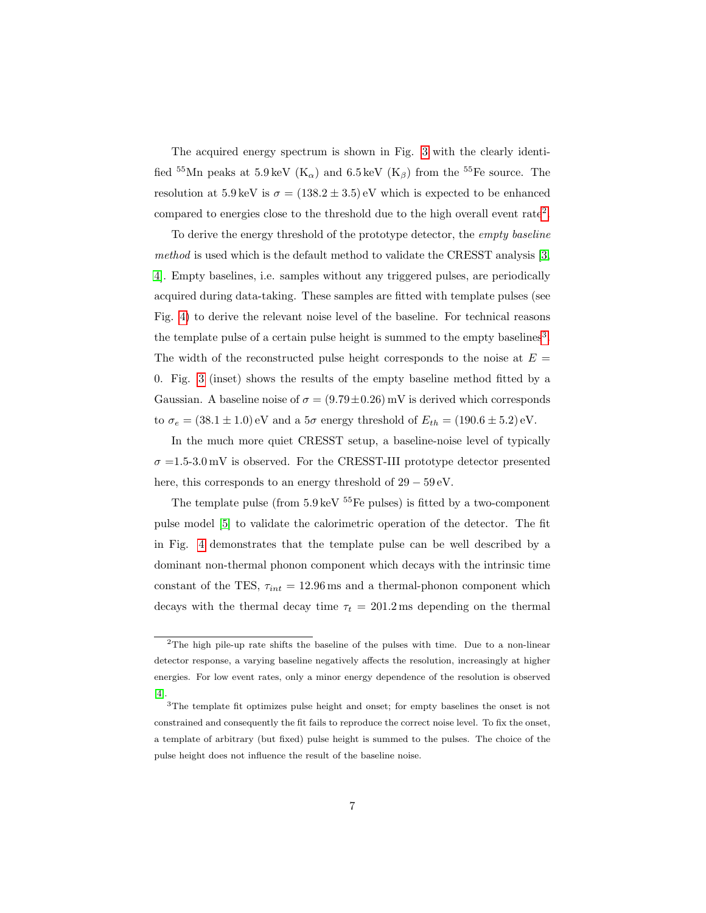The acquired energy spectrum is shown in Fig. 3 with the clearly identified $^{55}$Mn peaks at 5.9 keV (K$_\alpha$) and 6.5 keV (K$_\beta$) from the $^{55}$Fe source. The resolution at 5.9 keV is $\sigma = (138.2 \pm 3.5)$ eV which is expected to be enhanced compared to energies close to the threshold due to the high overall event rate[2].

To derive the energy threshold of the prototype detector, the *empty baseline method* is used which is the default method to validate the CRESST analysis [3, 4]. Empty baselines, i.e. samples without any triggered pulses, are periodically acquired during data-taking. These samples are fitted with template pulses (see Fig. 4) to derive the relevant noise level of the baseline. For technical reasons the template pulse of a certain pulse height is summed to the empty baselines[3]. The width of the reconstructed pulse height corresponds to the noise at $E = 0$. Fig. 3 (inset) shows the results of the empty baseline method fitted by a Gaussian. A baseline noise of $\sigma = (9.79 \pm 0.26)$ mV is derived which corresponds to $\sigma_e = (38.1 \pm 1.0)$ eV and a $5\sigma$ energy threshold of $E_{th} = (190.6 \pm 5.2)$ eV.

In the much more quiet CRESST setup, a baseline-noise level of typically $\sigma =$1.5-3.0 mV is observed. For the CRESST-III prototype detector presented here, this corresponds to an energy threshold of $29 - 59$ eV.

The template pulse (from 5.9 keV $^{55}$Fe pulses) is fitted by a two-component pulse model [5] to validate the calorimetric operation of the detector. The fit in Fig. 4 demonstrates that the template pulse can be well described by a dominant non-thermal phonon component which decays with the intrinsic time constant of the TES, $\tau_{int} = 12.96$ ms and a thermal-phonon component which decays with the thermal decay time $\tau_t = 201.2$ ms depending on the thermal

---

[2]The high pile-up rate shifts the baseline of the pulses with time. Due to a non-linear detector response, a varying baseline negatively affects the resolution, increasingly at higher energies. For low event rates, only a minor energy dependence of the resolution is observed [4].

[3]The template fit optimizes pulse height and onset; for empty baselines the onset is not constrained and consequently the fit fails to reproduce the correct noise level. To fix the onset, a template of arbitrary (but fixed) pulse height is summed to the pulses. The choice of the pulse height does not influence the result of the baseline noise.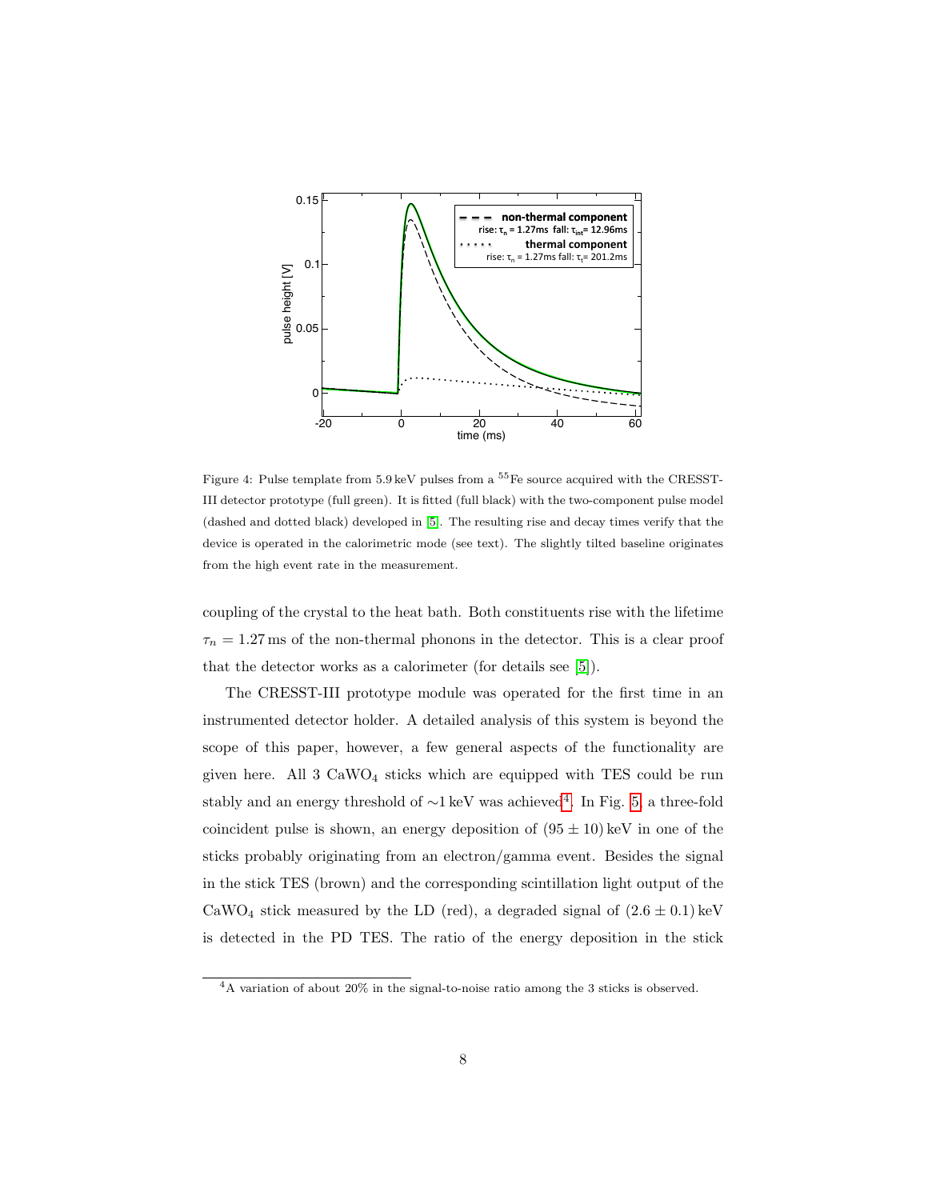Figure 4: Pulse template from 5.9 keV pulses from a $^{55}$Fe source acquired with the CRESST-III detector prototype (full green). It is fitted (full black) with the two-component pulse model (dashed and dotted black) developed in [5]. The resulting rise and decay times verify that the device is operated in the calorimetric mode (see text). The slightly tilted baseline originates from the high event rate in the measurement.

coupling of the crystal to the heat bath. Both constituents rise with the lifetime $\tau_n = 1.27$ ms of the non-thermal phonons in the detector. This is a clear proof that the detector works as a calorimeter (for details see [5]).

The CRESST-III prototype module was operated for the first time in an instrumented detector holder. A detailed analysis of this system is beyond the scope of this paper, however, a few general aspects of the functionality are given here. All 3 $CaWO_4$ sticks which are equipped with TES could be run stably and an energy threshold of ~1 keV was achieved[4]. In Fig. 5, a three-fold coincident pulse is shown, an energy deposition of $(95 \pm 10)$ keV in one of the sticks probably originating from an electron/gamma event. Besides the signal in the stick TES (brown) and the corresponding scintillation light output of the $CaWO_4$ stick measured by the LD (red), a degraded signal of $(2.6 \pm 0.1)$ keV is detected in the PD TES. The ratio of the energy deposition in the stick

[4] A variation of about 20% in the signal-to-noise ratio among the 3 sticks is observed.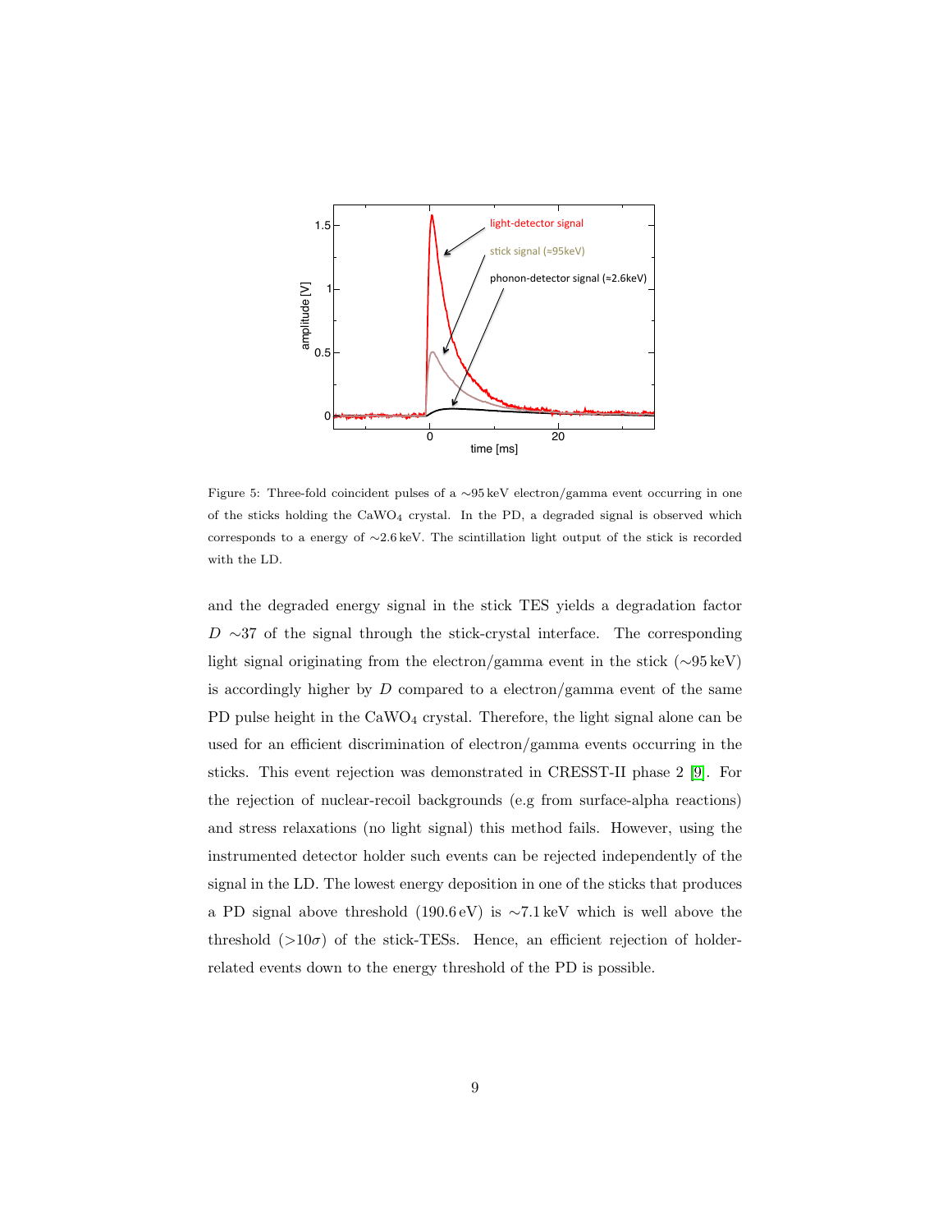Figure 5: Three-fold coincident pulses of a ∼95 keV electron/gamma event occurring in one of the sticks holding the $CaWO_4$ crystal. In the PD, a degraded signal is observed which corresponds to a energy of ∼2.6 keV. The scintillation light output of the stick is recorded with the LD.

and the degraded energy signal in the stick TES yields a degradation factor $D$ ∼37 of the signal through the stick-crystal interface. The corresponding light signal originating from the electron/gamma event in the stick (∼95 keV) is accordingly higher by $D$ compared to a electron/gamma event of the same PD pulse height in the $CaWO_4$ crystal. Therefore, the light signal alone can be used for an efficient discrimination of electron/gamma events occurring in the sticks. This event rejection was demonstrated in CRESST-II phase 2 [9]. For the rejection of nuclear-recoil backgrounds (e.g from surface-alpha reactions) and stress relaxations (no light signal) this method fails. However, using the instrumented detector holder such events can be rejected independently of the signal in the LD. The lowest energy deposition in one of the sticks that produces a PD signal above threshold (190.6 eV) is ∼7.1 keV which is well above the threshold (>10$\sigma$) of the stick-TESs. Hence, an efficient rejection of holder-related events down to the energy threshold of the PD is possible.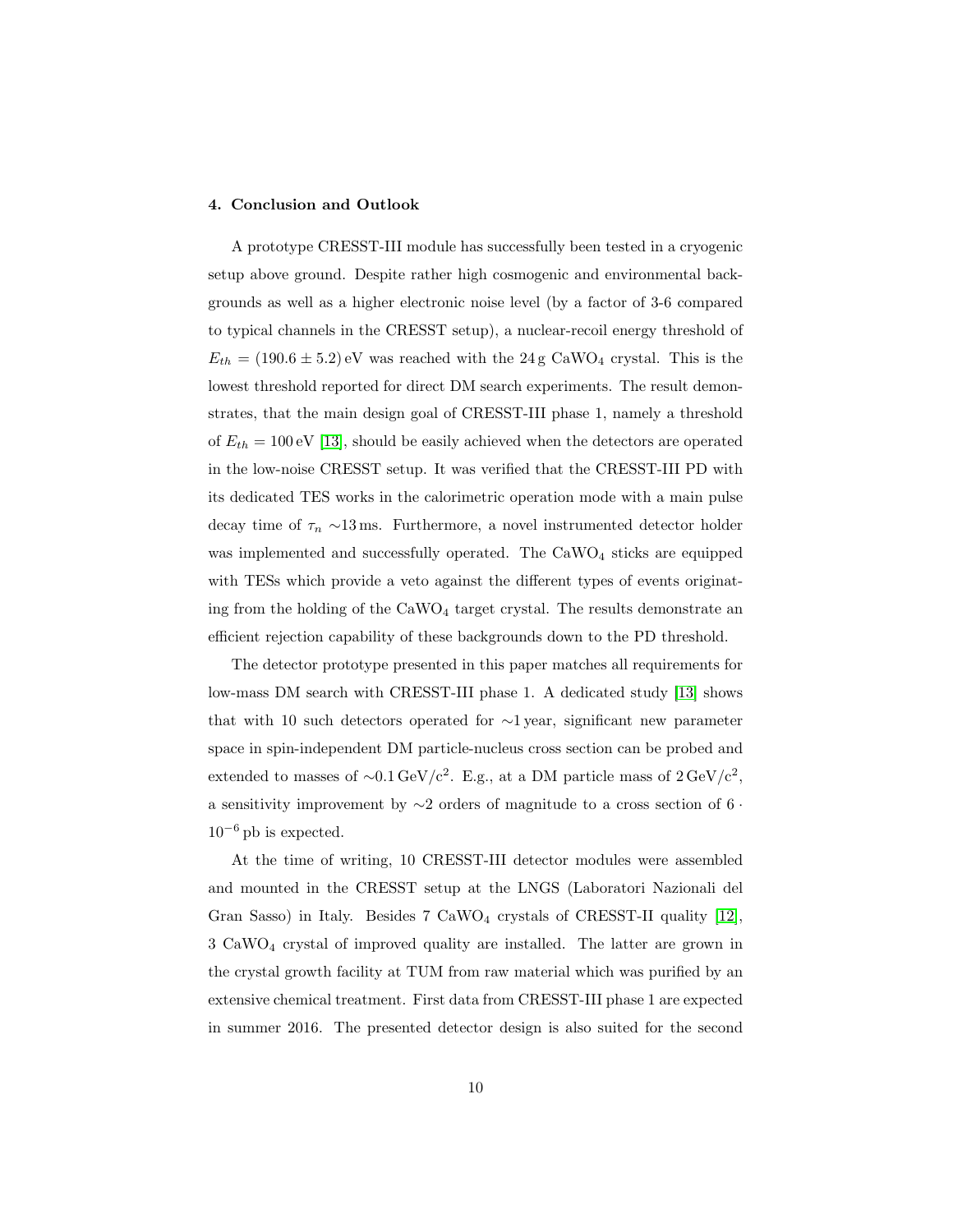## 4. Conclusion and Outlook

A prototype CRESST-III module has successfully been tested in a cryogenic setup above ground. Despite rather high cosmogenic and environmental backgrounds as well as a higher electronic noise level (by a factor of 3-6 compared to typical channels in the CRESST setup), a nuclear-recoil energy threshold of $E_{th} = (190.6 \pm 5.2)\,\text{eV}$ was reached with the 24 g $CaWO_4$ crystal. This is the lowest threshold reported for direct DM search experiments. The result demonstrates, that the main design goal of CRESST-III phase 1, namely a threshold of $E_{th} = 100\,\text{eV}$ [13], should be easily achieved when the detectors are operated in the low-noise CRESST setup. It was verified that the CRESST-III PD with its dedicated TES works in the calorimetric operation mode with a main pulse decay time of $\tau_n \sim 13\,\text{ms}$. Furthermore, a novel instrumented detector holder was implemented and successfully operated. The $CaWO_4$ sticks are equipped with TESs which provide a veto against the different types of events originating from the holding of the $CaWO_4$ target crystal. The results demonstrate an efficient rejection capability of these backgrounds down to the PD threshold.

The detector prototype presented in this paper matches all requirements for low-mass DM search with CRESST-III phase 1. A dedicated study [13] shows that with 10 such detectors operated for $\sim$1 year, significant new parameter space in spin-independent DM particle-nucleus cross section can be probed and extended to masses of $\sim 0.1\,\text{GeV/c}^2$. E.g., at a DM particle mass of $2\,\text{GeV/c}^2$, a sensitivity improvement by $\sim$2 orders of magnitude to a cross section of $6 \cdot 10^{-6}\,\text{pb}$ is expected.

At the time of writing, 10 CRESST-III detector modules were assembled and mounted in the CRESST setup at the LNGS (Laboratori Nazionali del Gran Sasso) in Italy. Besides 7 $CaWO_4$ crystals of CRESST-II quality [12], 3 $CaWO_4$ crystal of improved quality are installed. The latter are grown in the crystal growth facility at TUM from raw material which was purified by an extensive chemical treatment. First data from CRESST-III phase 1 are expected in summer 2016. The presented detector design is also suited for the second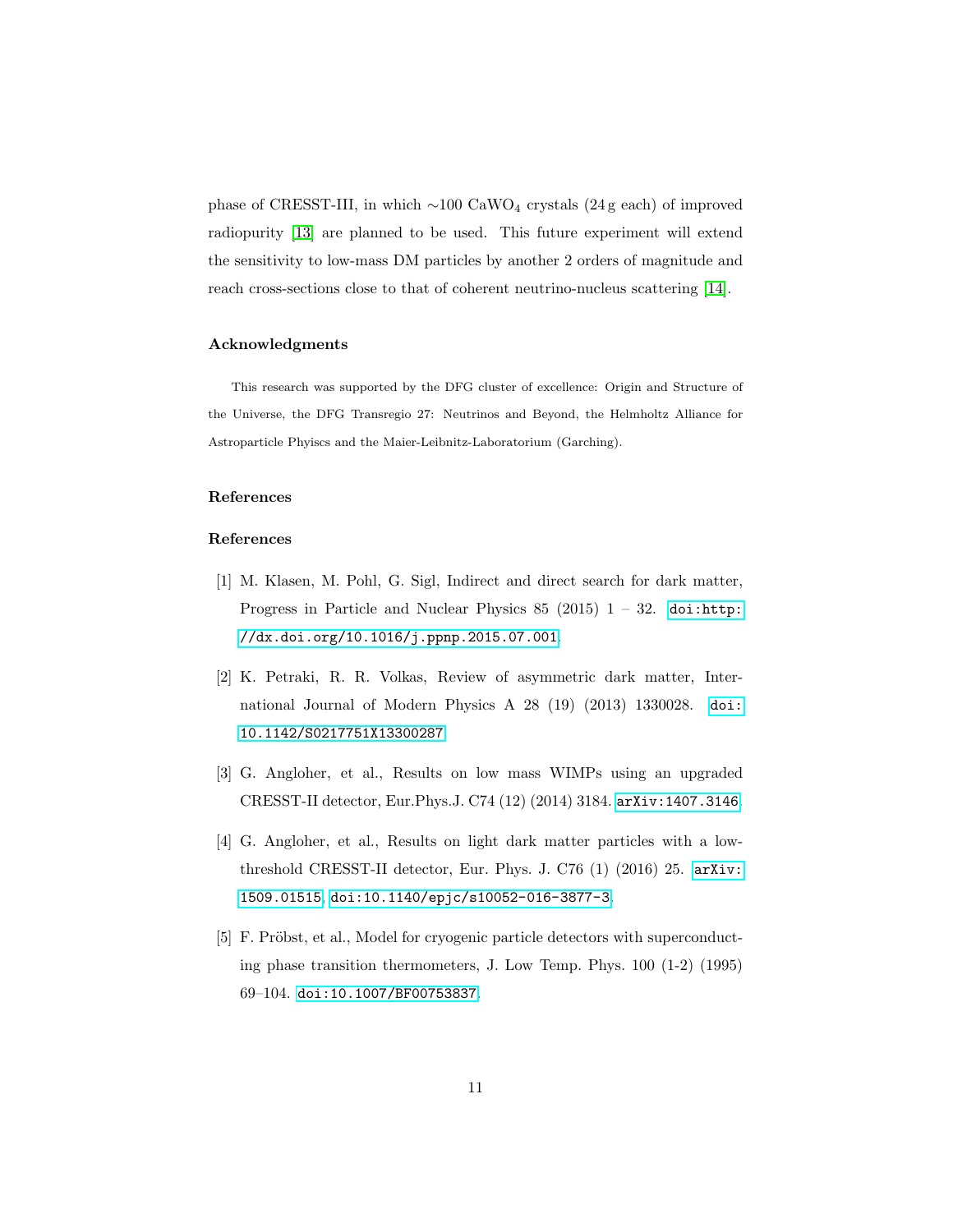phase of CRESST-III, in which ~100 $CaWO_4$ crystals (24 g each) of improved radiopurity [13] are planned to be used. This future experiment will extend the sensitivity to low-mass DM particles by another 2 orders of magnitude and reach cross-sections close to that of coherent neutrino-nucleus scattering [14].

### Acknowledgments

This research was supported by the DFG cluster of excellence: Origin and Structure of the Universe, the DFG Transregio 27: Neutrinos and Beyond, the Helmholtz Alliance for Astroparticle Phyiscs and the Maier-Leibnitz-Laboratorium (Garching).

### References

### References

[1] M. Klasen, M. Pohl, G. Sigl, Indirect and direct search for dark matter, Progress in Particle and Nuclear Physics 85 (2015) 1 – 32. doi:http://dx.doi.org/10.1016/j.ppnp.2015.07.001.

[2] K. Petraki, R. R. Volkas, Review of asymmetric dark matter, International Journal of Modern Physics A 28 (19) (2013) 1330028. doi:10.1142/S0217751X13300287.

[3] G. Angloher, et al., Results on low mass WIMPs using an upgraded CRESST-II detector, Eur.Phys.J. C74 (12) (2014) 3184. arXiv:1407.3146.

[4] G. Angloher, et al., Results on light dark matter particles with a low-threshold CRESST-II detector, Eur. Phys. J. C76 (1) (2016) 25. arXiv:1509.01515, doi:10.1140/epjc/s10052-016-3877-3.

[5] F. Pröbst, et al., Model for cryogenic particle detectors with superconducting phase transition thermometers, J. Low Temp. Phys. 100 (1-2) (1995) 69–104. doi:10.1007/BF00753837.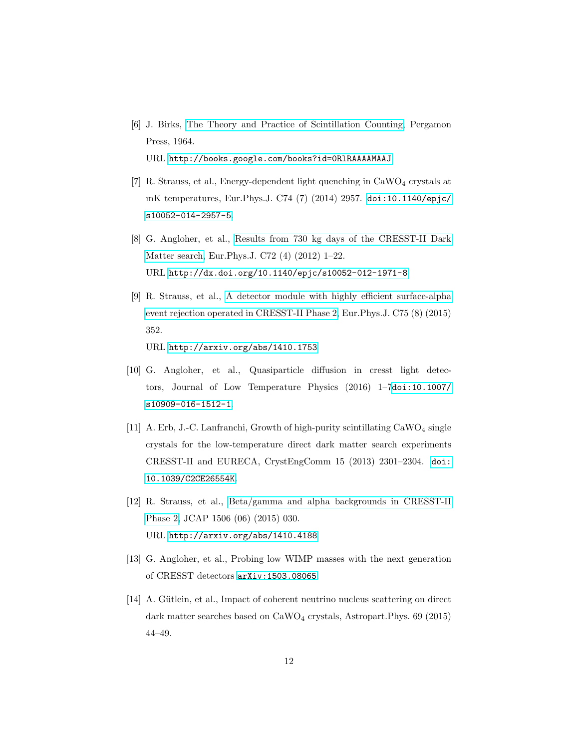[6] J. Birks, The Theory and Practice of Scintillation Counting, Pergamon Press, 1964.
URL http://books.google.com/books?id=0RlRAAAAMAAJ

[7] R. Strauss, et al., Energy-dependent light quenching in $CaWO_4$ crystals at mK temperatures, Eur.Phys.J. C74 (7) (2014) 2957. doi:10.1140/epjc/s10052-014-2957-5.

[8] G. Angloher, et al., Results from 730 kg days of the CRESST-II Dark Matter search, Eur.Phys.J. C72 (4) (2012) 1–22.
URL http://dx.doi.org/10.1140/epjc/s10052-012-1971-8

[9] R. Strauss, et al., A detector module with highly efficient surface-alpha event rejection operated in CRESST-II Phase 2, Eur.Phys.J. C75 (8) (2015) 352.
URL http://arxiv.org/abs/1410.1753

[10] G. Angloher, et al., Quasiparticle diffusion in cresst light detectors, Journal of Low Temperature Physics (2016) 1–7doi:10.1007/s10909-016-1512-1.

[11] A. Erb, J.-C. Lanfranchi, Growth of high-purity scintillating $CaWO_4$ single crystals for the low-temperature direct dark matter search experiments CRESST-II and EURECA, CrystEngComm 15 (2013) 2301–2304. doi:10.1039/C2CE26554K.

[12] R. Strauss, et al., Beta/gamma and alpha backgrounds in CRESST-II Phase 2, JCAP 1506 (06) (2015) 030.
URL http://arxiv.org/abs/1410.4188

[13] G. Angloher, et al., Probing low WIMP masses with the next generation of CRESST detectors arXiv:1503.08065.

[14] A. Gütlein, et al., Impact of coherent neutrino nucleus scattering on direct dark matter searches based on $CaWO_4$ crystals, Astropart.Phys. 69 (2015) 44–49.